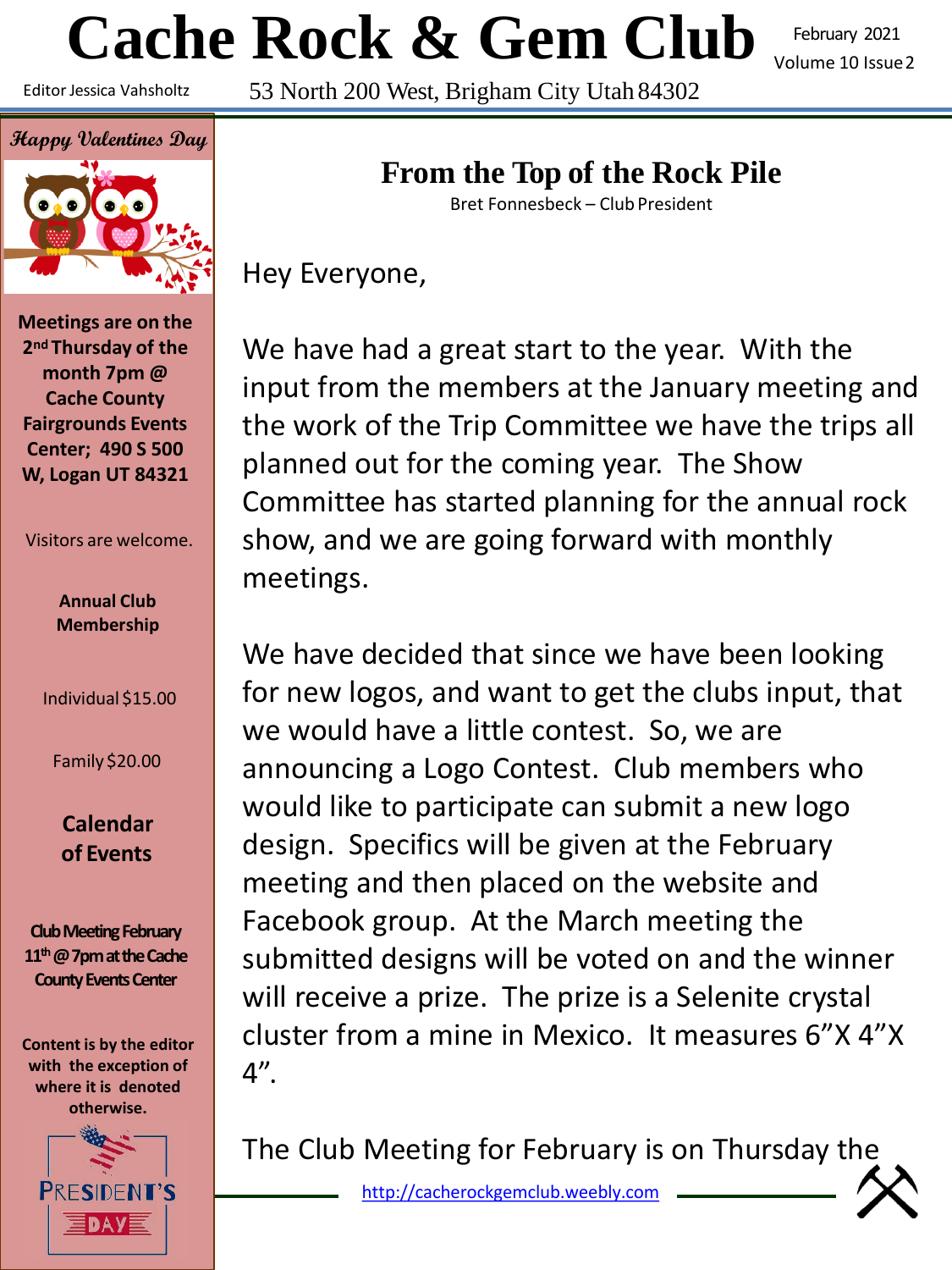# Cache Rock & Gem Club

February 2021
Volume 10 Issue 2

Editor Jessica Vahsholtz

53 North 200 West, Brigham City Utah 84302

*Happy Valentines Day*

**Meetings are on the 2nd Thursday of the month 7pm @ Cache County Fairgrounds Events Center; 490 S 500 W, Logan UT 84321**

Visitors are welcome.

**Annual Club Membership**

Individual $15.00

Family $20.00

**Calendar of Events**

**Club Meeting February 11th @ 7pm at the Cache County Events Center**

**Content is by the editor with the exception of where it is denoted otherwise.**

PRESIDENT'S DAY

## From the Top of the Rock Pile

Bret Fonnesbeck – Club President

Hey Everyone,

We have had a great start to the year. With the input from the members at the January meeting and the work of the Trip Committee we have the trips all planned out for the coming year. The Show Committee has started planning for the annual rock show, and we are going forward with monthly meetings.

We have decided that since we have been looking for new logos, and want to get the clubs input, that we would have a little contest. So, we are announcing a Logo Contest. Club members who would like to participate can submit a new logo design. Specifics will be given at the February meeting and then placed on the website and Facebook group. At the March meeting the submitted designs will be voted on and the winner will receive a prize. The prize is a Selenite crystal cluster from a mine in Mexico. It measures 6"X 4"X 4".

The Club Meeting for February is on Thursday the

http://cacherockgemclub.weebly.com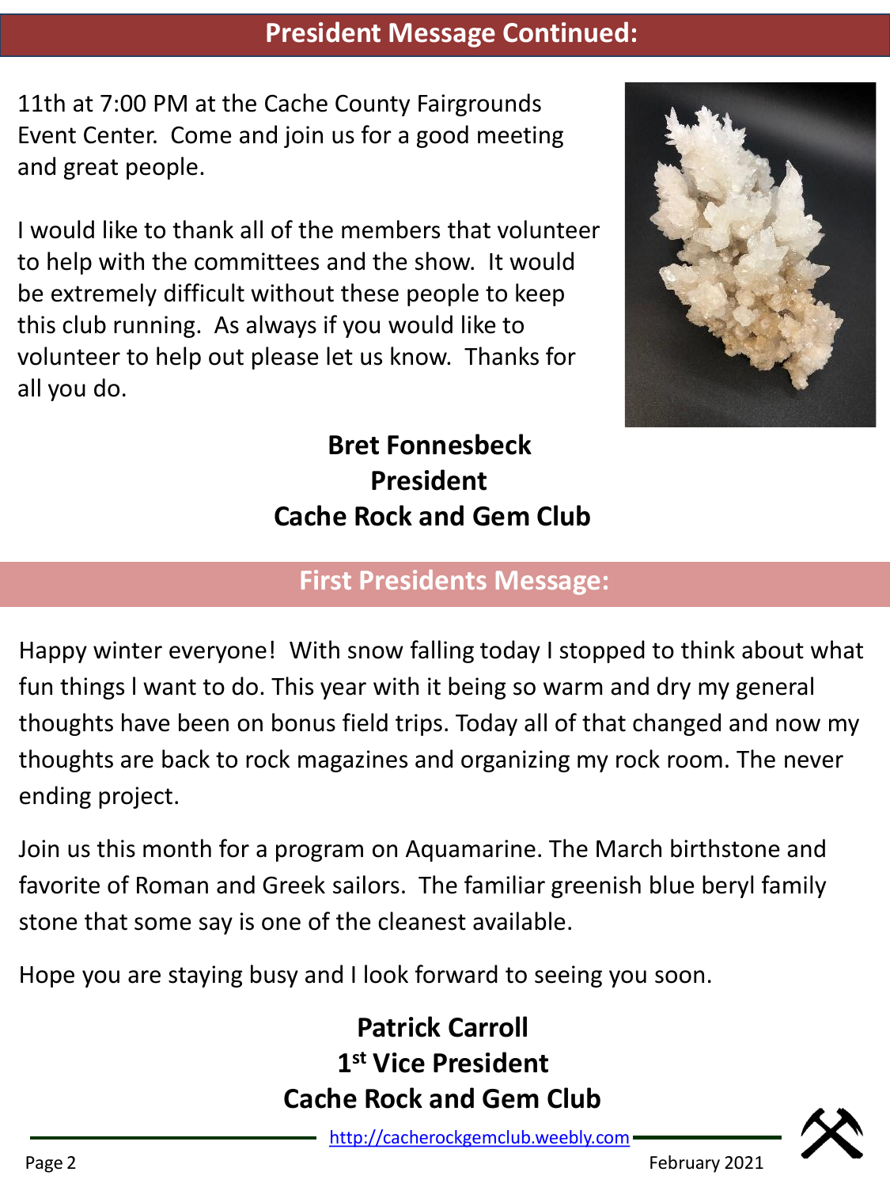## President Message Continued:

11th at 7:00 PM at the Cache County Fairgrounds Event Center. Come and join us for a good meeting and great people.

I would like to thank all of the members that volunteer to help with the committees and the show. It would be extremely difficult without these people to keep this club running. As always if you would like to volunteer to help out please let us know. Thanks for all you do.

**Bret Fonnesbeck**
**President**
**Cache Rock and Gem Club**

## First Presidents Message:

Happy winter everyone! With snow falling today I stopped to think about what fun things I want to do. This year with it being so warm and dry my general thoughts have been on bonus field trips. Today all of that changed and now my thoughts are back to rock magazines and organizing my rock room. The never ending project.

Join us this month for a program on Aquamarine. The March birthstone and favorite of Roman and Greek sailors. The familiar greenish blue beryl family stone that some say is one of the cleanest available.

Hope you are staying busy and I look forward to seeing you soon.

**Patrick Carroll**
**1st Vice President**
**Cache Rock and Gem Club**

http://cacherockgemclub.weebly.com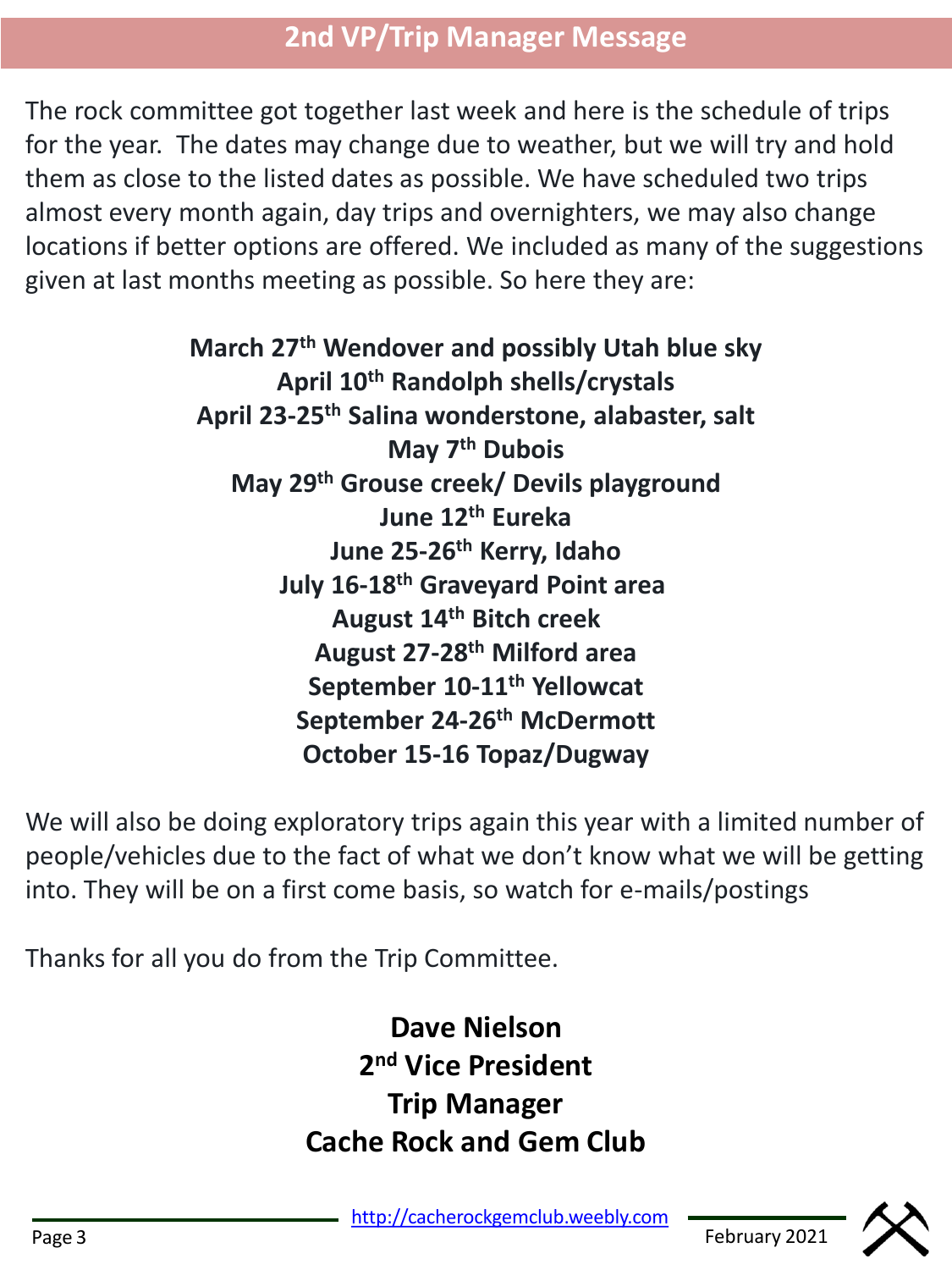## 2nd VP/Trip Manager Message

The rock committee got together last week and here is the schedule of trips for the year. The dates may change due to weather, but we will try and hold them as close to the listed dates as possible. We have scheduled two trips almost every month again, day trips and overnighters, we may also change locations if better options are offered. We included as many of the suggestions given at last months meeting as possible. So here they are:

**March 27th Wendover and possibly Utah blue sky**
**April 10th Randolph shells/crystals**
**April 23-25th Salina wonderstone, alabaster, salt**
**May 7th Dubois**
**May 29th Grouse creek/ Devils playground**
**June 12th Eureka**
**June 25-26th Kerry, Idaho**
**July 16-18th Graveyard Point area**
**August 14th Bitch creek**
**August 27-28th Milford area**
**September 10-11th Yellowcat**
**September 24-26th McDermott**
**October 15-16 Topaz/Dugway**

We will also be doing exploratory trips again this year with a limited number of people/vehicles due to the fact of what we don't know what we will be getting into. They will be on a first come basis, so watch for e-mails/postings

Thanks for all you do from the Trip Committee.

**Dave Nielson**
**2nd Vice President**
**Trip Manager**
**Cache Rock and Gem Club**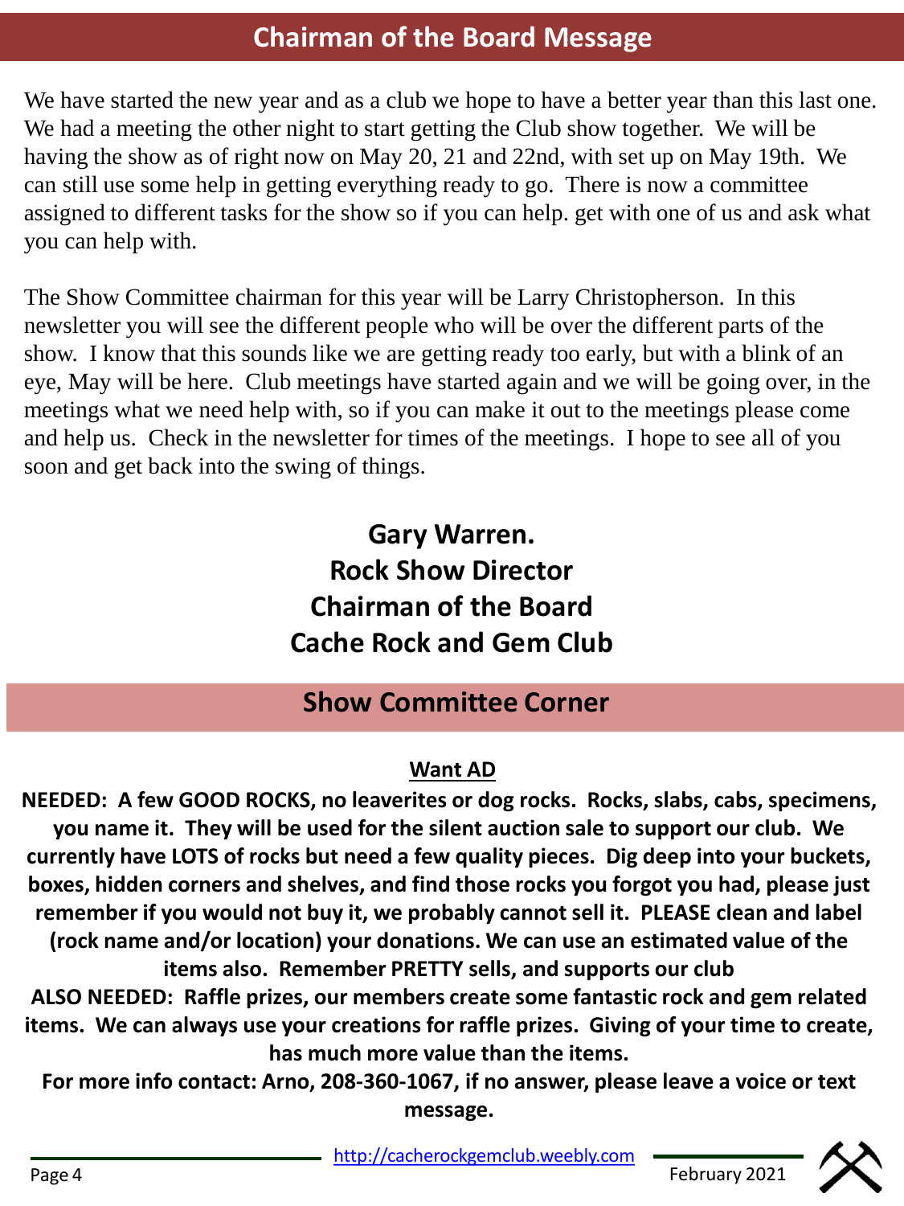## Chairman of the Board Message

We have started the new year and as a club we hope to have a better year than this last one. We had a meeting the other night to start getting the Club show together. We will be having the show as of right now on May 20, 21 and 22nd, with set up on May 19th. We can still use some help in getting everything ready to go. There is now a committee assigned to different tasks for the show so if you can help. get with one of us and ask what you can help with.

The Show Committee chairman for this year will be Larry Christopherson. In this newsletter you will see the different people who will be over the different parts of the show. I know that this sounds like we are getting ready too early, but with a blink of an eye, May will be here. Club meetings have started again and we will be going over, in the meetings what we need help with, so if you can make it out to the meetings please come and help us. Check in the newsletter for times of the meetings. I hope to see all of you soon and get back into the swing of things.

**Gary Warren.**
**Rock Show Director**
**Chairman of the Board**
**Cache Rock and Gem Club**

## Show Committee Corner

**Want AD**

**NEEDED: A few GOOD ROCKS, no leaverites or dog rocks. Rocks, slabs, cabs, specimens, you name it. They will be used for the silent auction sale to support our club. We currently have LOTS of rocks but need a few quality pieces. Dig deep into your buckets, boxes, hidden corners and shelves, and find those rocks you forgot you had, please just remember if you would not buy it, we probably cannot sell it. PLEASE clean and label (rock name and/or location) your donations. We can use an estimated value of the items also. Remember PRETTY sells, and supports our club**

**ALSO NEEDED: Raffle prizes, our members create some fantastic rock and gem related items. We can always use your creations for raffle prizes. Giving of your time to create, has much more value than the items.**

**For more info contact: Arno, 208-360-1067, if no answer, please leave a voice or text message.**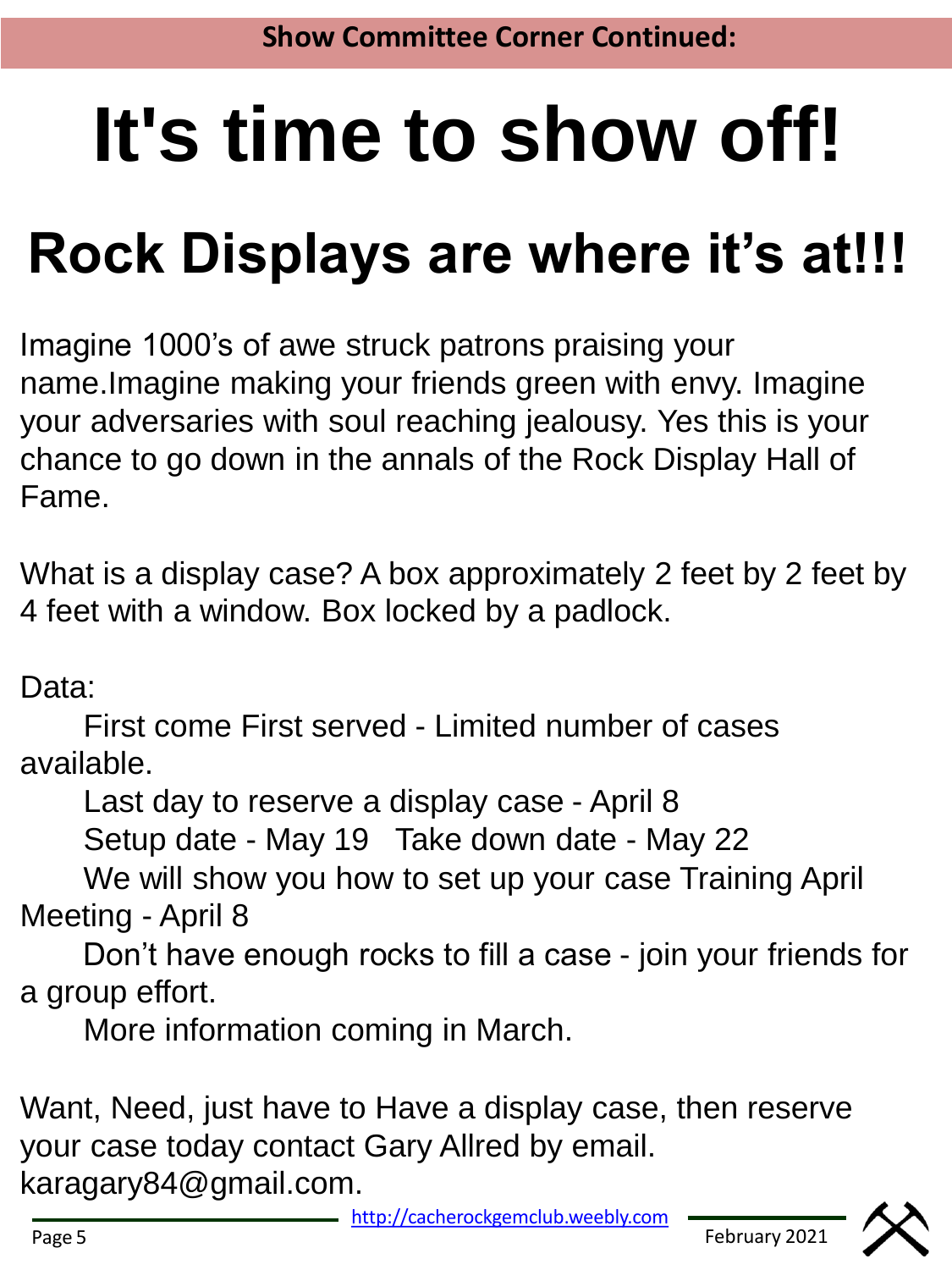Show Committee Corner Continued:

# It's time to show off!

## Rock Displays are where it's at!!!

Imagine 1000's of awe struck patrons praising your name.Imagine making your friends green with envy. Imagine your adversaries with soul reaching jealousy. Yes this is your chance to go down in the annals of the Rock Display Hall of Fame.

What is a display case? A box approximately 2 feet by 2 feet by 4 feet with a window. Box locked by a padlock.

Data:

First come First served - Limited number of cases available.

Last day to reserve a display case - April 8

Setup date - May 19   Take down date - May 22

We will show you how to set up your case Training April Meeting - April 8

Don't have enough rocks to fill a case - join your friends for a group effort.

More information coming in March.

Want, Need, just have to Have a display case, then reserve your case today contact Gary Allred by email. karagary84@gmail.com.

http://cacherockgemclub.weebly.com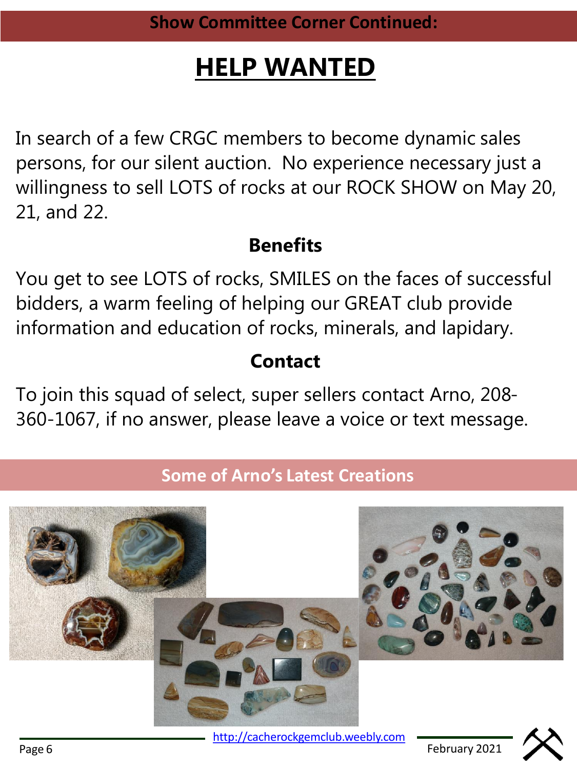Show Committee Corner Continued:

# HELP WANTED

In search of a few CRGC members to become dynamic sales persons, for our silent auction. No experience necessary just a willingness to sell LOTS of rocks at our ROCK SHOW on May 20, 21, and 22.

### Benefits

You get to see LOTS of rocks, SMILES on the faces of successful bidders, a warm feeling of helping our GREAT club provide information and education of rocks, minerals, and lapidary.

### Contact

To join this squad of select, super sellers contact Arno, 208-360-1067, if no answer, please leave a voice or text message.

## Some of Arno's Latest Creations

http://cacherockgemclub.weebly.com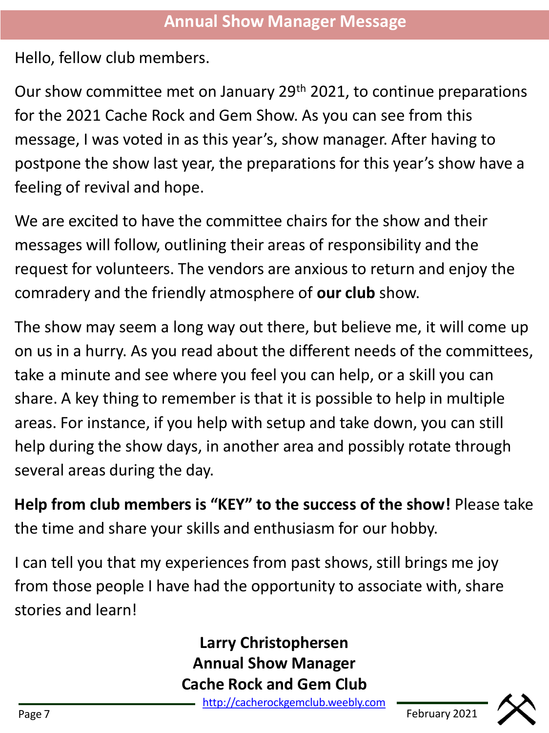## Annual Show Manager Message

Hello, fellow club members.

Our show committee met on January 29th 2021, to continue preparations for the 2021 Cache Rock and Gem Show. As you can see from this message, I was voted in as this year's, show manager. After having to postpone the show last year, the preparations for this year's show have a feeling of revival and hope.

We are excited to have the committee chairs for the show and their messages will follow, outlining their areas of responsibility and the request for volunteers. The vendors are anxious to return and enjoy the comradery and the friendly atmosphere of **our club** show.

The show may seem a long way out there, but believe me, it will come up on us in a hurry. As you read about the different needs of the committees, take a minute and see where you feel you can help, or a skill you can share. A key thing to remember is that it is possible to help in multiple areas. For instance, if you help with setup and take down, you can still help during the show days, in another area and possibly rotate through several areas during the day.

**Help from club members is "KEY" to the success of the show!** Please take the time and share your skills and enthusiasm for our hobby.

I can tell you that my experiences from past shows, still brings me joy from those people I have had the opportunity to associate with, share stories and learn!

**Larry Christophersen**
**Annual Show Manager**
**Cache Rock and Gem Club**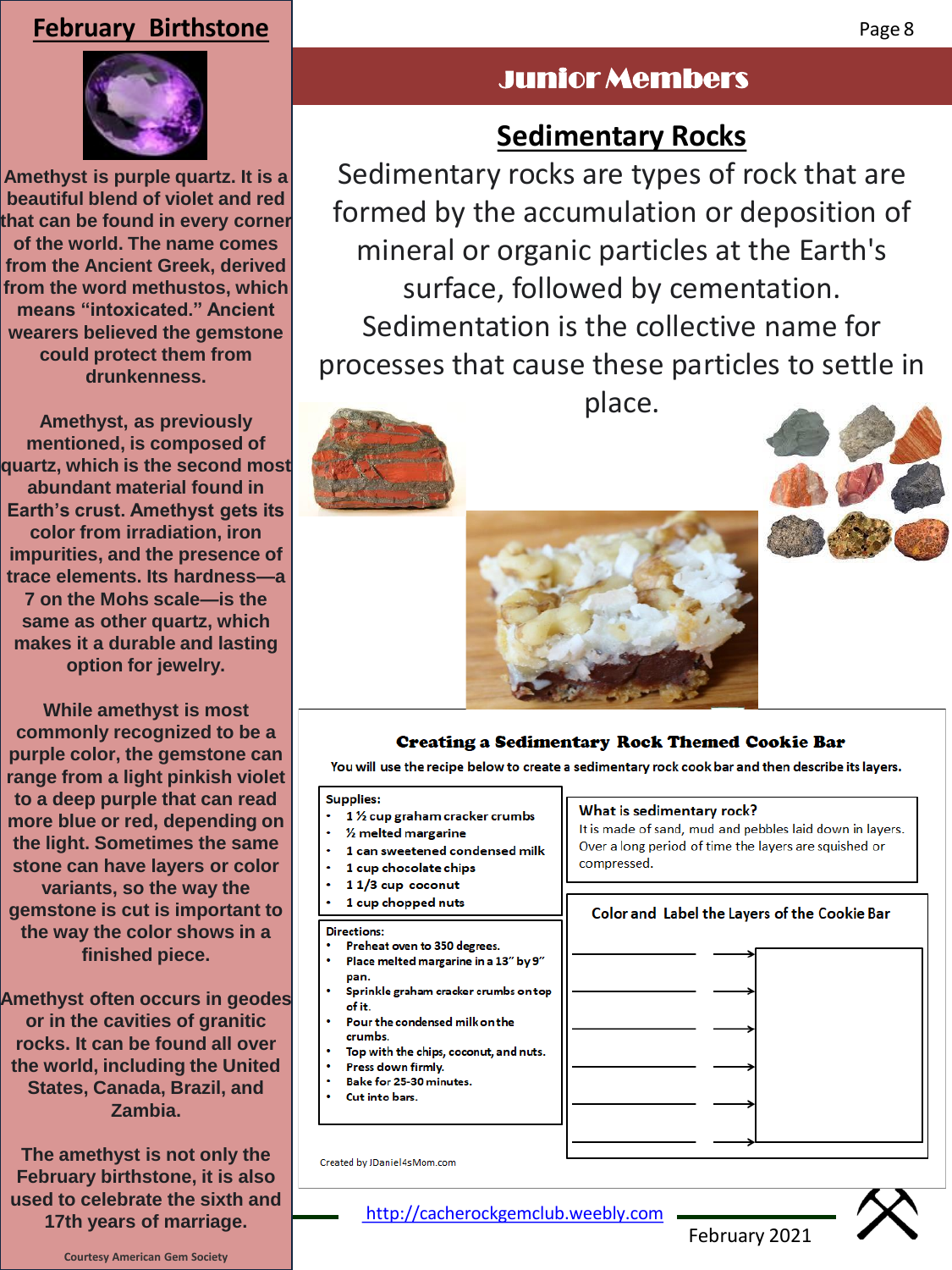## February Birthstone

Amethyst is purple quartz. It is a beautiful blend of violet and red that can be found in every corner of the world. The name comes from the Ancient Greek, derived from the word methustos, which means "intoxicated." Ancient wearers believed the gemstone could protect them from drunkenness.

Amethyst, as previously mentioned, is composed of quartz, which is the second most abundant material found in Earth's crust. Amethyst gets its color from irradiation, iron impurities, and the presence of trace elements. Its hardness—a 7 on the Mohs scale—is the same as other quartz, which makes it a durable and lasting option for jewelry.

While amethyst is most commonly recognized to be a purple color, the gemstone can range from a light pinkish violet to a deep purple that can read more blue or red, depending on the light. Sometimes the same stone can have layers or color variants, so the way the gemstone is cut is important to the way the color shows in a finished piece.

Amethyst often occurs in geodes or in the cavities of granitic rocks. It can be found all over the world, including the United States, Canada, Brazil, and Zambia.

The amethyst is not only the February birthstone, it is also used to celebrate the sixth and 17th years of marriage.

Courtesy American Gem Society

# Junior Members

## Sedimentary Rocks

Sedimentary rocks are types of rock that are formed by the accumulation or deposition of mineral or organic particles at the Earth's surface, followed by cementation. Sedimentation is the collective name for processes that cause these particles to settle in place.

### Creating a Sedimentary Rock Themed Cookie Bar

You will use the recipe below to create a sedimentary rock cook bar and then describe its layers.

**Supplies:**

- 1 ½ cup graham cracker crumbs
- ½ melted margarine
- 1 can sweetened condensed milk
- 1 cup chocolate chips
- 1 1/3 cup coconut
- 1 cup chopped nuts

**Directions:**

- Preheat oven to 350 degrees.
- Place melted margarine in a 13" by 9" pan.
- Sprinkle graham cracker crumbs on top of it.
- Pour the condensed milk on the crumbs.
- Top with the chips, coconut, and nuts.
- Press down firmly.
- Bake for 25-30 minutes.
- Cut into bars.

**What is sedimentary rock?**

It is made of sand, mud and pebbles laid down in layers. Over a long period of time the layers are squished or compressed.

**Color and Label the Layers of the Cookie Bar**

__________ →
__________ →
__________ →
__________ →
__________ →
__________ →

Created by JDaniel4sMom.com

http://cacherockgemclub.weebly.com

February 2021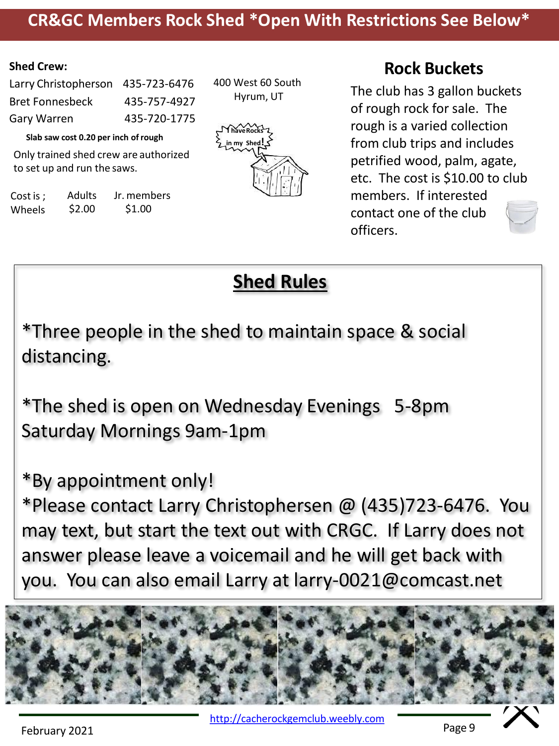# CR&GC Members Rock Shed *Open With Restrictions See Below*

**Shed Crew:**

| | |
|---|---|
| Larry Christopherson | 435-723-6476 |
| Bret Fonnesbeck | 435-757-4927 |
| Gary Warren | 435-720-1775 |

**Slab saw cost 0.20 per inch of rough**

Only trained shed crew are authorized to set up and run the saws.

| Cost is ; | Adults | Jr. members |
|---|---|---|
| Wheels | $2.00 | $1.00 |

400 West 60 South
Hyrum, UT

## Rock Buckets

The club has 3 gallon buckets of rough rock for sale. The rough is a varied collection from club trips and includes petrified wood, palm, agate, etc. The cost is $10.00 to club members. If interested contact one of the club officers.

## Shed Rules

*Three people in the shed to maintain space & social distancing.

*The shed is open on Wednesday Evenings 5-8pm
Saturday Mornings 9am-1pm

*By appointment only!
*Please contact Larry Christophersen @ (435)723-6476. You may text, but start the text out with CRGC. If Larry does not answer please leave a voicemail and he will get back with you. You can also email Larry at larry-0021@comcast.net

February 2021

http://cacherockgemclub.weebly.com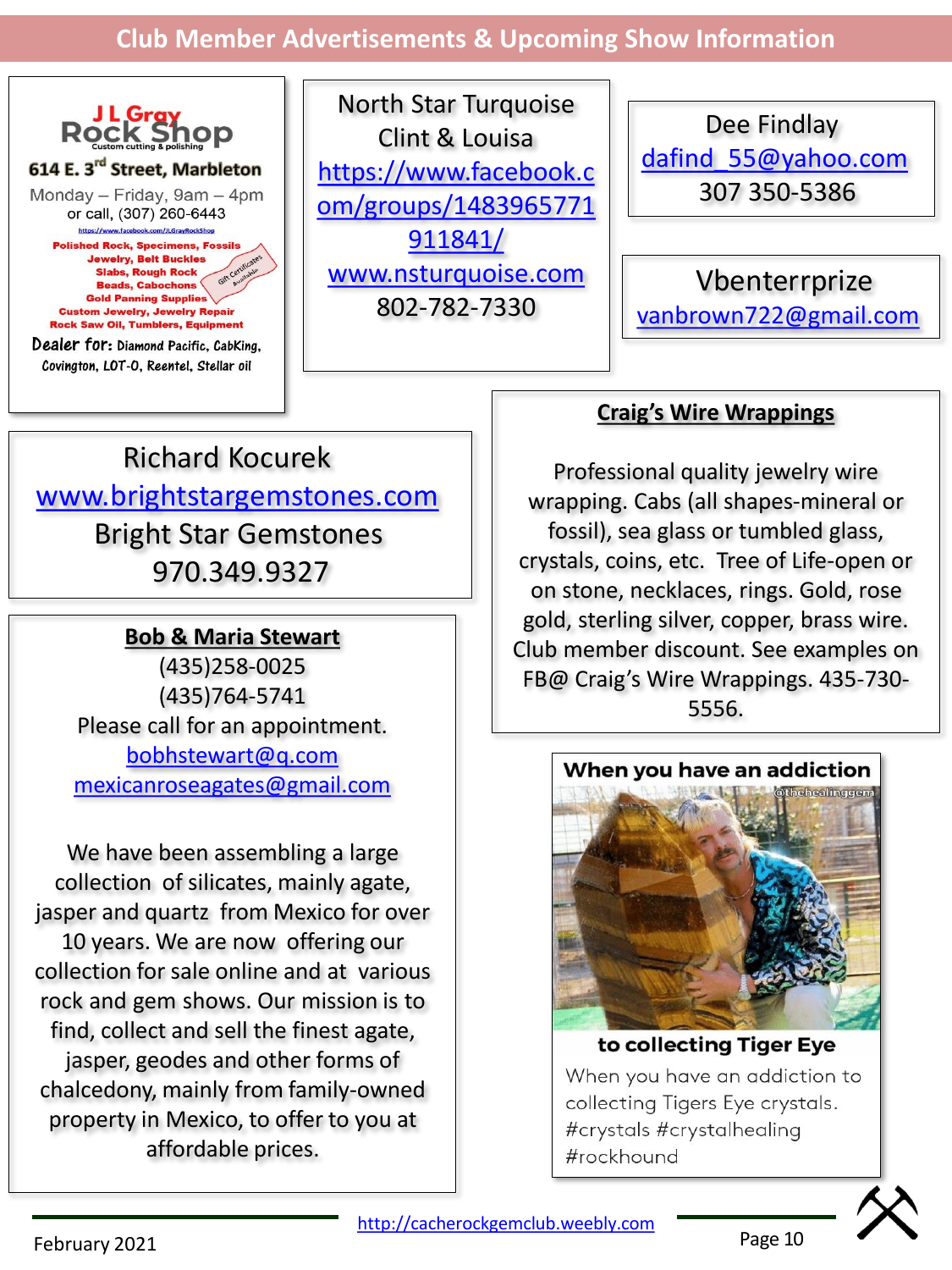## Club Member Advertisements & Upcoming Show Information

**J L Gray Rock Shop**
Custom cutting & polishing

**614 E. 3rd Street, Marbleton**

Monday – Friday, 9am – 4pm
or call, (307) 260-6443

https://www.facebook.com/JLGrayRockShop

Polished Rock, Specimens, Fossils
Jewelry, Belt Buckles
Slabs, Rough Rock
Beads, Cabochons
Gold Panning Supplies
Custom Jewelry, Jewelry Repair
Rock Saw Oil, Tumblers, Equipment

Gift Certificates Available

Dealer for: Diamond Pacific, CabKing, Covington, LOT-O, Reentel, Stellar oil

---

North Star Turquoise
Clint & Louisa
https://www.facebook.com/groups/1483965771911841/
www.nsturquoise.com
802-782-7330

---

Dee Findlay
dafind_55@yahoo.com
307 350-5386

---

Vbenterrprize
vanbrown722@gmail.com

---

Richard Kocurek
www.brightstargemstones.com
Bright Star Gemstones
970.349.9327

---

**Bob & Maria Stewart**
(435)258-0025
(435)764-5741
Please call for an appointment.
bobhstewart@q.com
mexicanroseagates@gmail.com

We have been assembling a large collection of silicates, mainly agate, jasper and quartz from Mexico for over 10 years. We are now offering our collection for sale online and at various rock and gem shows. Our mission is to find, collect and sell the finest agate, jasper, geodes and other forms of chalcedony, mainly from family-owned property in Mexico, to offer to you at affordable prices.

---

**Craig's Wire Wrappings**

Professional quality jewelry wire wrapping. Cabs (all shapes-mineral or fossil), sea glass or tumbled glass, crystals, coins, etc. Tree of Life-open or on stone, necklaces, rings. Gold, rose gold, sterling silver, copper, brass wire. Club member discount. See examples on FB@ Craig's Wire Wrappings. 435-730-5556.

---

**When you have an addiction to collecting Tiger Eye**

When you have an addiction to collecting Tigers Eye crystals. #crystals #crystalhealing #rockhound

---

February 2021

http://cacherockgemclub.weebly.com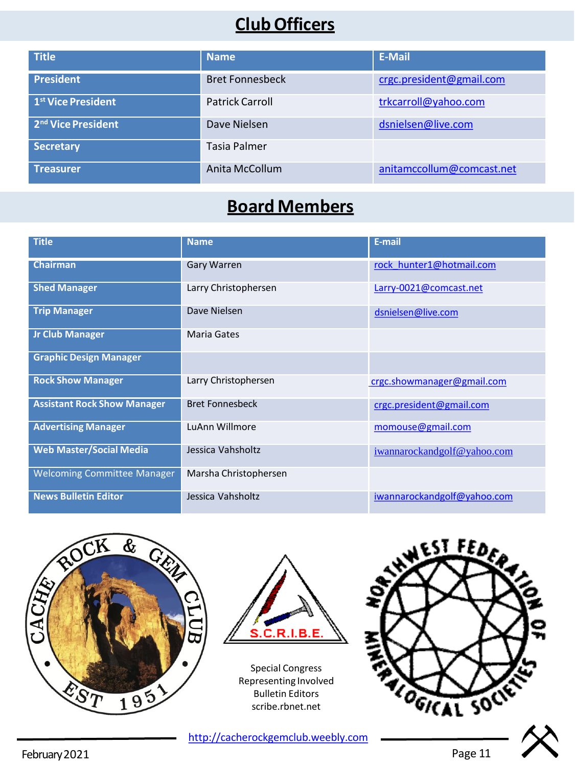# Club Officers

| Title | Name | E-Mail |
|---|---|---|
| President | Bret Fonnesbeck | crgc.president@gmail.com |
| 1st Vice President | Patrick Carroll | trkcarroll@yahoo.com |
| 2nd Vice President | Dave Nielsen | dsnielsen@live.com |
| Secretary | Tasia Palmer | |
| Treasurer | Anita McCollum | anitamccollum@comcast.net |

# Board Members

| Title | Name | E-mail |
|---|---|---|
| Chairman | Gary Warren | rock_hunter1@hotmail.com |
| Shed Manager | Larry Christophersen | Larry-0021@comcast.net |
| Trip Manager | Dave Nielsen | dsnielsen@live.com |
| Jr Club Manager | Maria Gates | |
| Graphic Design Manager | | |
| Rock Show Manager | Larry Christophersen | crgc.showmanager@gmail.com |
| Assistant Rock Show Manager | Bret Fonnesbeck | crgc.president@gmail.com |
| Advertising Manager | LuAnn Willmore | momouse@gmail.com |
| Web Master/Social Media | Jessica Vahsholtz | iwannarockandgolf@yahoo.com |
| Welcoming Committee Manager | Marsha Christophersen | |
| News Bulletin Editor | Jessica Vahsholtz | iwannarockandgolf@yahoo.com |

CACHE ROCK & GEM CLUB EST 1951

S.C.R.I.B.E.

Special Congress Representing Involved Bulletin Editors scribe.rbnet.net

NORTHWEST FEDERATION OF MINERALOGICAL SOCIETIES

http://cacherockgemclub.weebly.com

February 2021